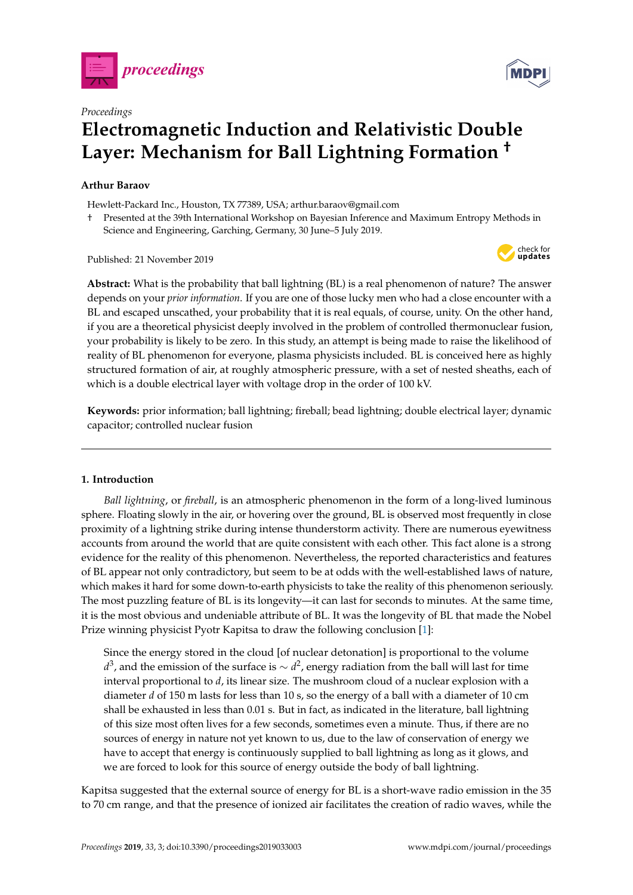*Proceedings*

# Electromagnetic Induction and Relativistic Double Layer: Mechanism for Ball Lightning Formation †

**Arthur Baraov**

Hewlett-Packard Inc., Houston, TX 77389, USA; arthur.baraov@gmail.com

† Presented at the 39th International Workshop on Bayesian Inference and Maximum Entropy Methods in Science and Engineering, Garching, Germany, 30 June–5 July 2019.

Published: 21 November 2019

**Abstract:** What is the probability that ball lightning (BL) is a real phenomenon of nature? The answer depends on your *prior information*. If you are one of those lucky men who had a close encounter with a BL and escaped unscathed, your probability that it is real equals, of course, unity. On the other hand, if you are a theoretical physicist deeply involved in the problem of controlled thermonuclear fusion, your probability is likely to be zero. In this study, an attempt is being made to raise the likelihood of reality of BL phenomenon for everyone, plasma physicists included. BL is conceived here as highly structured formation of air, at roughly atmospheric pressure, with a set of nested sheaths, each of which is a double electrical layer with voltage drop in the order of 100 kV.

**Keywords:** prior information; ball lightning; fireball; bead lightning; double electrical layer; dynamic capacitor; controlled nuclear fusion

---

## 1. Introduction

*Ball lightning*, or *fireball*, is an atmospheric phenomenon in the form of a long-lived luminous sphere. Floating slowly in the air, or hovering over the ground, BL is observed most frequently in close proximity of a lightning strike during intense thunderstorm activity. There are numerous eyewitness accounts from around the world that are quite consistent with each other. This fact alone is a strong evidence for the reality of this phenomenon. Nevertheless, the reported characteristics and features of BL appear not only contradictory, but seem to be at odds with the well-established laws of nature, which makes it hard for some down-to-earth physicists to take the reality of this phenomenon seriously. The most puzzling feature of BL is its longevity—it can last for seconds to minutes. At the same time, it is the most obvious and undeniable attribute of BL. It was the longevity of BL that made the Nobel Prize winning physicist Pyotr Kapitsa to draw the following conclusion [1]:

> Since the energy stored in the cloud [of nuclear detonation] is proportional to the volume $d^3$, and the emission of the surface is $\sim d^2$, energy radiation from the ball will last for time interval proportional to $d$, its linear size. The mushroom cloud of a nuclear explosion with a diameter $d$ of 150 m lasts for less than 10 s, so the energy of a ball with a diameter of 10 cm shall be exhausted in less than 0.01 s. But in fact, as indicated in the literature, ball lightning of this size most often lives for a few seconds, sometimes even a minute. Thus, if there are no sources of energy in nature not yet known to us, due to the law of conservation of energy we have to accept that energy is continuously supplied to ball lightning as long as it glows, and we are forced to look for this source of energy outside the body of ball lightning.

Kapitsa suggested that the external source of energy for BL is a short-wave radio emission in the 35 to 70 cm range, and that the presence of ionized air facilitates the creation of radio waves, while the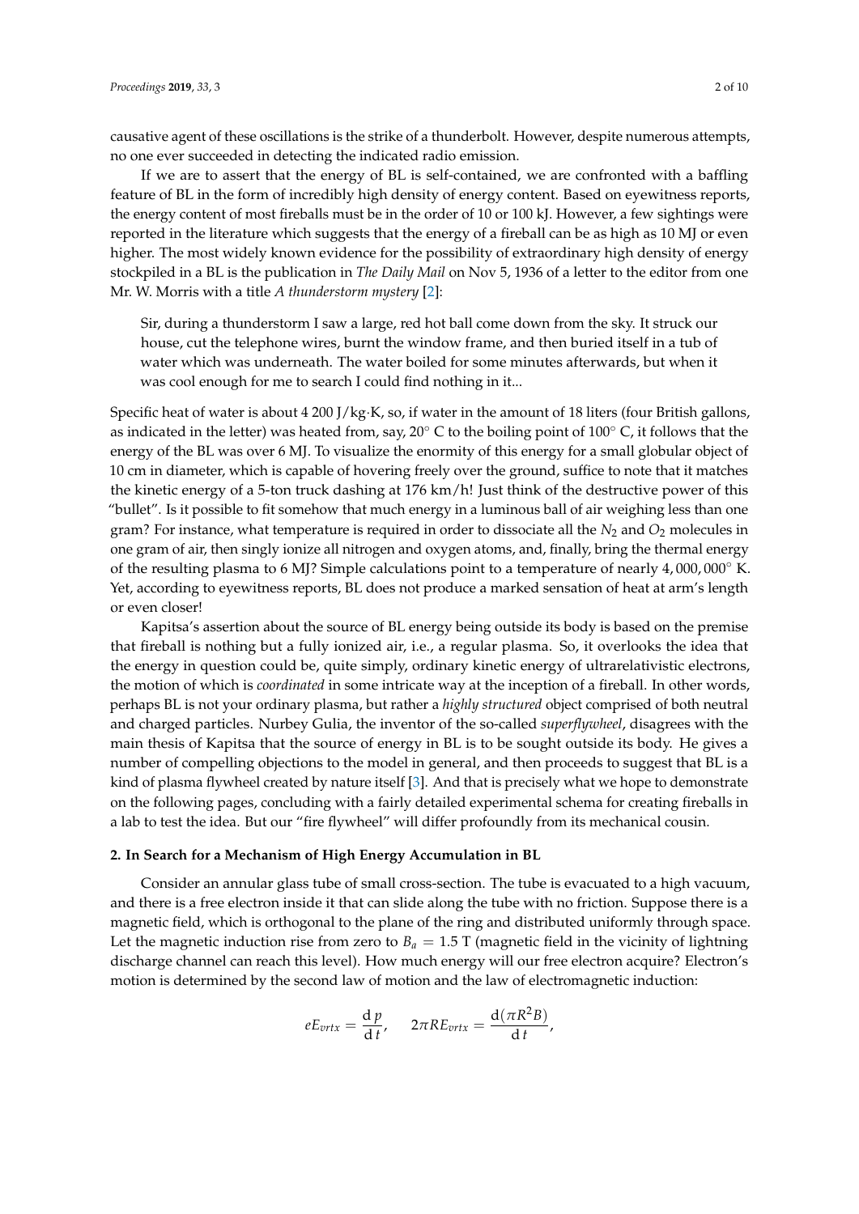causative agent of these oscillations is the strike of a thunderbolt. However, despite numerous attempts, no one ever succeeded in detecting the indicated radio emission.

If we are to assert that the energy of BL is self-contained, we are confronted with a baffling feature of BL in the form of incredibly high density of energy content. Based on eyewitness reports, the energy content of most fireballs must be in the order of 10 or 100 kJ. However, a few sightings were reported in the literature which suggests that the energy of a fireball can be as high as 10 MJ or even higher. The most widely known evidence for the possibility of extraordinary high density of energy stockpiled in a BL is the publication in *The Daily Mail* on Nov 5, 1936 of a letter to the editor from one Mr. W. Morris with a title *A thunderstorm mystery* [2]:

> Sir, during a thunderstorm I saw a large, red hot ball come down from the sky. It struck our house, cut the telephone wires, burnt the window frame, and then buried itself in a tub of water which was underneath. The water boiled for some minutes afterwards, but when it was cool enough for me to search I could find nothing in it...

Specific heat of water is about 4 200 J/kg·K, so, if water in the amount of 18 liters (four British gallons, as indicated in the letter) was heated from, say, 20° C to the boiling point of 100° C, it follows that the energy of the BL was over 6 MJ. To visualize the enormity of this energy for a small globular object of 10 cm in diameter, which is capable of hovering freely over the ground, suffice to note that it matches the kinetic energy of a 5-ton truck dashing at 176 km/h! Just think of the destructive power of this "bullet". Is it possible to fit somehow that much energy in a luminous ball of air weighing less than one gram? For instance, what temperature is required in order to dissociate all the $N_2$ and $O_2$ molecules in one gram of air, then singly ionize all nitrogen and oxygen atoms, and, finally, bring the thermal energy of the resulting plasma to 6 MJ? Simple calculations point to a temperature of nearly 4,000,000° K. Yet, according to eyewitness reports, BL does not produce a marked sensation of heat at arm's length or even closer!

Kapitsa's assertion about the source of BL energy being outside its body is based on the premise that fireball is nothing but a fully ionized air, i.e., a regular plasma. So, it overlooks the idea that the energy in question could be, quite simply, ordinary kinetic energy of ultrarelativistic electrons, the motion of which is *coordinated* in some intricate way at the inception of a fireball. In other words, perhaps BL is not your ordinary plasma, but rather a *highly structured* object comprised of both neutral and charged particles. Nurbey Gulia, the inventor of the so-called *superflywheel*, disagrees with the main thesis of Kapitsa that the source of energy in BL is to be sought outside its body. He gives a number of compelling objections to the model in general, and then proceeds to suggest that BL is a kind of plasma flywheel created by nature itself [3]. And that is precisely what we hope to demonstrate on the following pages, concluding with a fairly detailed experimental schema for creating fireballs in a lab to test the idea. But our "fire flywheel" will differ profoundly from its mechanical cousin.

## 2. In Search for a Mechanism of High Energy Accumulation in BL

Consider an annular glass tube of small cross-section. The tube is evacuated to a high vacuum, and there is a free electron inside it that can slide along the tube with no friction. Suppose there is a magnetic field, which is orthogonal to the plane of the ring and distributed uniformly through space. Let the magnetic induction rise from zero to $B_a = 1.5$ T (magnetic field in the vicinity of lightning discharge channel can reach this level). How much energy will our free electron acquire? Electron's motion is determined by the second law of motion and the law of electromagnetic induction:

$$eE_{vrtx} = \frac{\mathrm{d}\,p}{\mathrm{d}\,t}, \quad 2\pi R E_{vrtx} = \frac{\mathrm{d}(\pi R^2 B)}{\mathrm{d}\,t},$$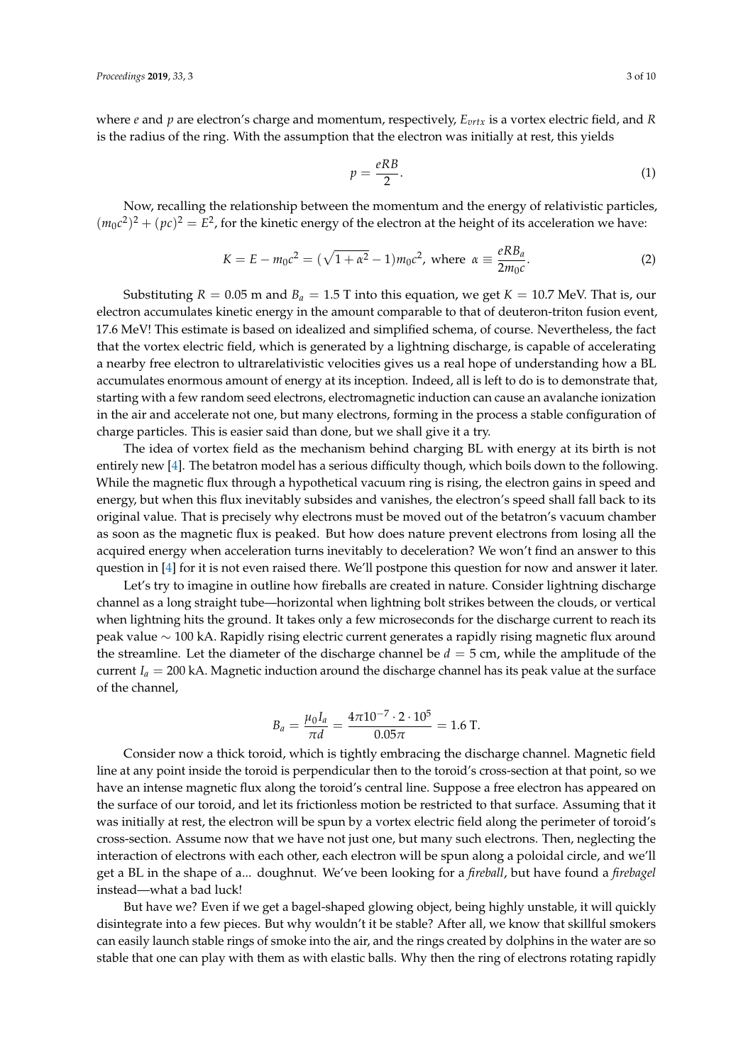where $e$ and $p$ are electron's charge and momentum, respectively, $E_{vrtx}$ is a vortex electric field, and $R$ is the radius of the ring. With the assumption that the electron was initially at rest, this yields

$$p = \frac{eRB}{2}. \tag{1}$$

Now, recalling the relationship between the momentum and the energy of relativistic particles, $(m_0c^2)^2 + (pc)^2 = E^2$, for the kinetic energy of the electron at the height of its acceleration we have:

$$K = E - m_0c^2 = (\sqrt{1+\alpha^2} - 1)m_0c^2, \text{ where } \alpha \equiv \frac{eRB_a}{2m_0c}. \tag{2}$$

Substituting $R = 0.05$ m and $B_a = 1.5$ T into this equation, we get $K = 10.7$ MeV. That is, our electron accumulates kinetic energy in the amount comparable to that of deuteron-triton fusion event, 17.6 MeV! This estimate is based on idealized and simplified schema, of course. Nevertheless, the fact that the vortex electric field, which is generated by a lightning discharge, is capable of accelerating a nearby free electron to ultrarelativistic velocities gives us a real hope of understanding how a BL accumulates enormous amount of energy at its inception. Indeed, all is left to do is to demonstrate that, starting with a few random seed electrons, electromagnetic induction can cause an avalanche ionization in the air and accelerate not one, but many electrons, forming in the process a stable configuration of charge particles. This is easier said than done, but we shall give it a try.

The idea of vortex field as the mechanism behind charging BL with energy at its birth is not entirely new [4]. The betatron model has a serious difficulty though, which boils down to the following. While the magnetic flux through a hypothetical vacuum ring is rising, the electron gains in speed and energy, but when this flux inevitably subsides and vanishes, the electron's speed shall fall back to its original value. That is precisely why electrons must be moved out of the betatron's vacuum chamber as soon as the magnetic flux is peaked. But how does nature prevent electrons from losing all the acquired energy when acceleration turns inevitably to deceleration? We won't find an answer to this question in [4] for it is not even raised there. We'll postpone this question for now and answer it later.

Let's try to imagine in outline how fireballs are created in nature. Consider lightning discharge channel as a long straight tube—horizontal when lightning bolt strikes between the clouds, or vertical when lightning hits the ground. It takes only a few microseconds for the discharge current to reach its peak value $\sim 100$ kA. Rapidly rising electric current generates a rapidly rising magnetic flux around the streamline. Let the diameter of the discharge channel be $d = 5$ cm, while the amplitude of the current $I_a = 200$ kA. Magnetic induction around the discharge channel has its peak value at the surface of the channel,

$$B_a = \frac{\mu_0 I_a}{\pi d} = \frac{4\pi 10^{-7} \cdot 2 \cdot 10^5}{0.05\pi} = 1.6 \text{ T}.$$

Consider now a thick toroid, which is tightly embracing the discharge channel. Magnetic field line at any point inside the toroid is perpendicular then to the toroid's cross-section at that point, so we have an intense magnetic flux along the toroid's central line. Suppose a free electron has appeared on the surface of our toroid, and let its frictionless motion be restricted to that surface. Assuming that it was initially at rest, the electron will be spun by a vortex electric field along the perimeter of toroid's cross-section. Assume now that we have not just one, but many such electrons. Then, neglecting the interaction of electrons with each other, each electron will be spun along a poloidal circle, and we'll get a BL in the shape of a... doughnut. We've been looking for a *fireball*, but have found a *firebagel* instead—what a bad luck!

But have we? Even if we get a bagel-shaped glowing object, being highly unstable, it will quickly disintegrate into a few pieces. But why wouldn't it be stable? After all, we know that skillful smokers can easily launch stable rings of smoke into the air, and the rings created by dolphins in the water are so stable that one can play with them as with elastic balls. Why then the ring of electrons rotating rapidly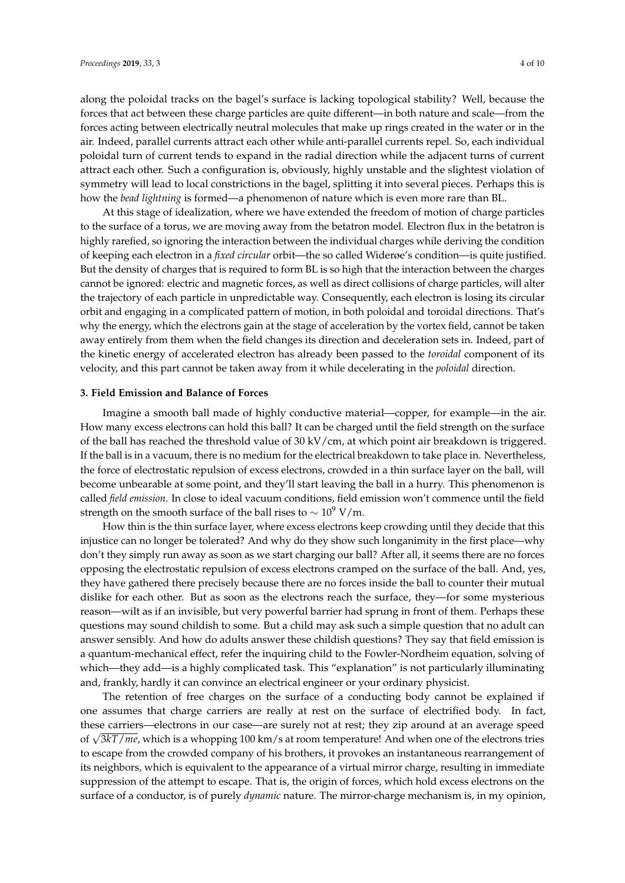along the poloidal tracks on the bagel's surface is lacking topological stability? Well, because the forces that act between these charge particles are quite different—in both nature and scale—from the forces acting between electrically neutral molecules that make up rings created in the water or in the air. Indeed, parallel currents attract each other while anti-parallel currents repel. So, each individual poloidal turn of current tends to expand in the radial direction while the adjacent turns of current attract each other. Such a configuration is, obviously, highly unstable and the slightest violation of symmetry will lead to local constrictions in the bagel, splitting it into several pieces. Perhaps this is how the *bead lightning* is formed—a phenomenon of nature which is even more rare than BL.

At this stage of idealization, where we have extended the freedom of motion of charge particles to the surface of a torus, we are moving away from the betatron model. Electron flux in the betatron is highly rarefied, so ignoring the interaction between the individual charges while deriving the condition of keeping each electron in a *fixed circular* orbit—the so called Widerøe's condition—is quite justified. But the density of charges that is required to form BL is so high that the interaction between the charges cannot be ignored: electric and magnetic forces, as well as direct collisions of charge particles, will alter the trajectory of each particle in unpredictable way. Consequently, each electron is losing its circular orbit and engaging in a complicated pattern of motion, in both poloidal and toroidal directions. That's why the energy, which the electrons gain at the stage of acceleration by the vortex field, cannot be taken away entirely from them when the field changes its direction and deceleration sets in. Indeed, part of the kinetic energy of accelerated electron has already been passed to the *toroidal* component of its velocity, and this part cannot be taken away from it while decelerating in the *poloidal* direction.

### 3. Field Emission and Balance of Forces

Imagine a smooth ball made of highly conductive material—copper, for example—in the air. How many excess electrons can hold this ball? It can be charged until the field strength on the surface of the ball has reached the threshold value of 30 kV/cm, at which point air breakdown is triggered. If the ball is in a vacuum, there is no medium for the electrical breakdown to take place in. Nevertheless, the force of electrostatic repulsion of excess electrons, crowded in a thin surface layer on the ball, will become unbearable at some point, and they'll start leaving the ball in a hurry. This phenomenon is called *field emission*. In close to ideal vacuum conditions, field emission won't commence until the field strength on the smooth surface of the ball rises to $\sim 10^9$ V/m.

How thin is the thin surface layer, where excess electrons keep crowding until they decide that this injustice can no longer be tolerated? And why do they show such longanimity in the first place—why don't they simply run away as soon as we start charging our ball? After all, it seems there are no forces opposing the electrostatic repulsion of excess electrons cramped on the surface of the ball. And, yes, they have gathered there precisely because there are no forces inside the ball to counter their mutual dislike for each other. But as soon as the electrons reach the surface, they—for some mysterious reason—wilt as if an invisible, but very powerful barrier had sprung in front of them. Perhaps these questions may sound childish to some. But a child may ask such a simple question that no adult can answer sensibly. And how do adults answer these childish questions? They say that field emission is a quantum-mechanical effect, refer the inquiring child to the Fowler-Nordheim equation, solving of which—they add—is a highly complicated task. This "explanation" is not particularly illuminating and, frankly, hardly it can convince an electrical engineer or your ordinary physicist.

The retention of free charges on the surface of a conducting body cannot be explained if one assumes that charge carriers are really at rest on the surface of electrified body. In fact, these carriers—electrons in our case—are surely not at rest; they zip around at an average speed of $\sqrt{3kT/me}$, which is a whopping 100 km/s at room temperature! And when one of the electrons tries to escape from the crowded company of his brothers, it provokes an instantaneous rearrangement of its neighbors, which is equivalent to the appearance of a virtual mirror charge, resulting in immediate suppression of the attempt to escape. That is, the origin of forces, which hold excess electrons on the surface of a conductor, is of purely *dynamic* nature. The mirror-charge mechanism is, in my opinion,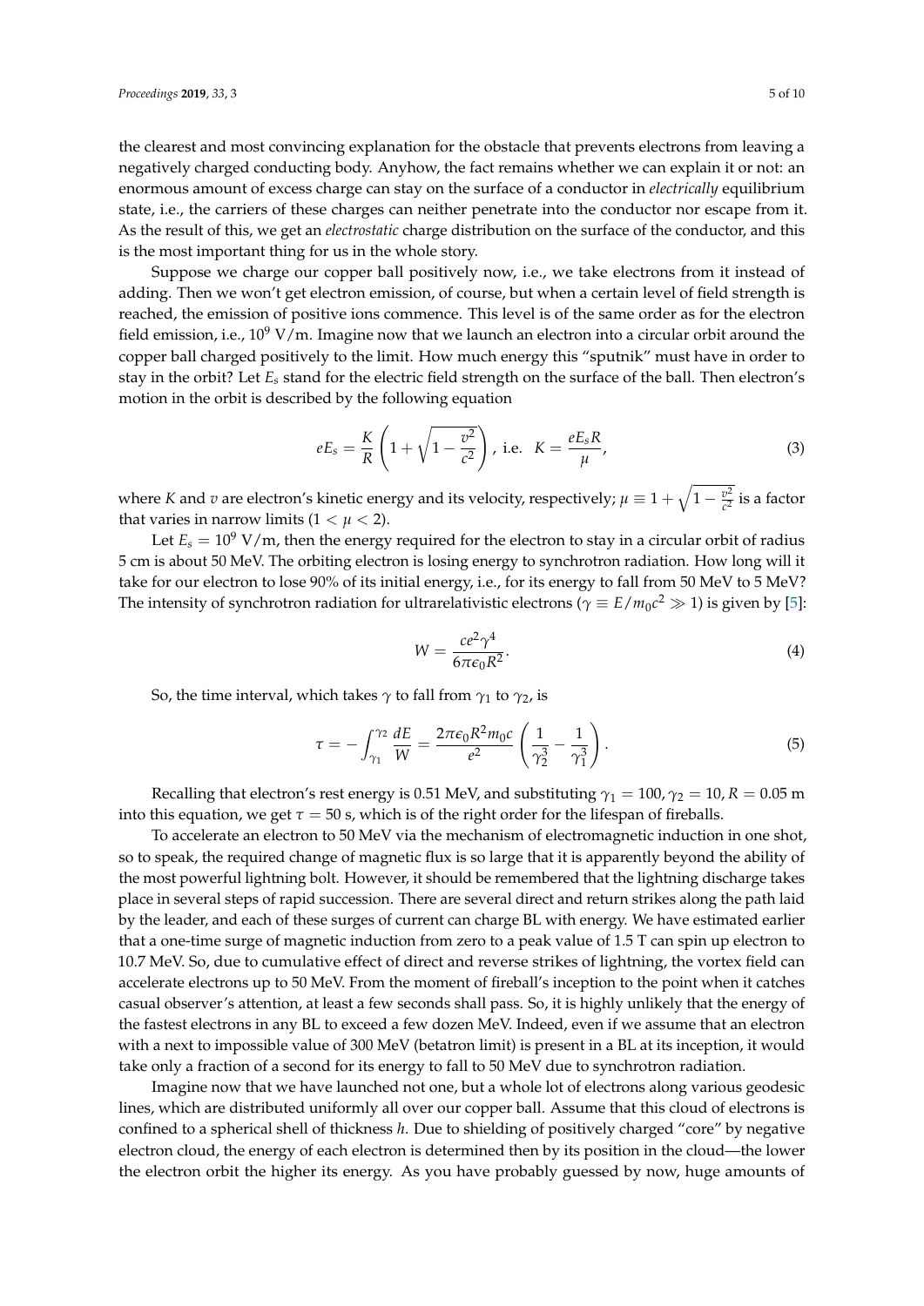the clearest and most convincing explanation for the obstacle that prevents electrons from leaving a negatively charged conducting body. Anyhow, the fact remains whether we can explain it or not: an enormous amount of excess charge can stay on the surface of a conductor in *electrically* equilibrium state, i.e., the carriers of these charges can neither penetrate into the conductor nor escape from it. As the result of this, we get an *electrostatic* charge distribution on the surface of the conductor, and this is the most important thing for us in the whole story.

Suppose we charge our copper ball positively now, i.e., we take electrons from it instead of adding. Then we won't get electron emission, of course, but when a certain level of field strength is reached, the emission of positive ions commence. This level is of the same order as for the electron field emission, i.e., $10^9$ V/m. Imagine now that we launch an electron into a circular orbit around the copper ball charged positively to the limit. How much energy this "sputnik" must have in order to stay in the orbit? Let $E_s$ stand for the electric field strength on the surface of the ball. Then electron's motion in the orbit is described by the following equation

$$eE_s = \frac{K}{R}\left(1 + \sqrt{1 - \frac{v^2}{c^2}}\right), \text{ i.e. } K = \frac{eE_sR}{\mu}, \tag{3}$$

where $K$ and $v$ are electron's kinetic energy and its velocity, respectively; $\mu \equiv 1 + \sqrt{1 - \frac{v^2}{c^2}}$ is a factor that varies in narrow limits ($1 < \mu < 2$).

Let $E_s = 10^9$ V/m, then the energy required for the electron to stay in a circular orbit of radius 5 cm is about 50 MeV. The orbiting electron is losing energy to synchrotron radiation. How long will it take for our electron to lose 90% of its initial energy, i.e., for its energy to fall from 50 MeV to 5 MeV? The intensity of synchrotron radiation for ultrarelativistic electrons ($\gamma \equiv E/m_0c^2 \gg 1$) is given by [5]:

$$W = \frac{ce^2\gamma^4}{6\pi\epsilon_0 R^2}. \tag{4}$$

So, the time interval, which takes $\gamma$ to fall from $\gamma_1$ to $\gamma_2$, is

$$\tau = -\int_{\gamma_1}^{\gamma_2} \frac{dE}{W} = \frac{2\pi\epsilon_0 R^2 m_0 c}{e^2}\left(\frac{1}{\gamma_2^3} - \frac{1}{\gamma_1^3}\right). \tag{5}$$

Recalling that electron's rest energy is 0.51 MeV, and substituting $\gamma_1 = 100$, $\gamma_2 = 10$, $R = 0.05$ m into this equation, we get $\tau = 50$ s, which is of the right order for the lifespan of fireballs.

To accelerate an electron to 50 MeV via the mechanism of electromagnetic induction in one shot, so to speak, the required change of magnetic flux is so large that it is apparently beyond the ability of the most powerful lightning bolt. However, it should be remembered that the lightning discharge takes place in several steps of rapid succession. There are several direct and return strikes along the path laid by the leader, and each of these surges of current can charge BL with energy. We have estimated earlier that a one-time surge of magnetic induction from zero to a peak value of 1.5 T can spin up electron to 10.7 MeV. So, due to cumulative effect of direct and reverse strikes of lightning, the vortex field can accelerate electrons up to 50 MeV. From the moment of fireball's inception to the point when it catches casual observer's attention, at least a few seconds shall pass. So, it is highly unlikely that the energy of the fastest electrons in any BL to exceed a few dozen MeV. Indeed, even if we assume that an electron with a next to impossible value of 300 MeV (betatron limit) is present in a BL at its inception, it would take only a fraction of a second for its energy to fall to 50 MeV due to synchrotron radiation.

Imagine now that we have launched not one, but a whole lot of electrons along various geodesic lines, which are distributed uniformly all over our copper ball. Assume that this cloud of electrons is confined to a spherical shell of thickness $h$. Due to shielding of positively charged "core" by negative electron cloud, the energy of each electron is determined then by its position in the cloud—the lower the electron orbit the higher its energy. As you have probably guessed by now, huge amounts of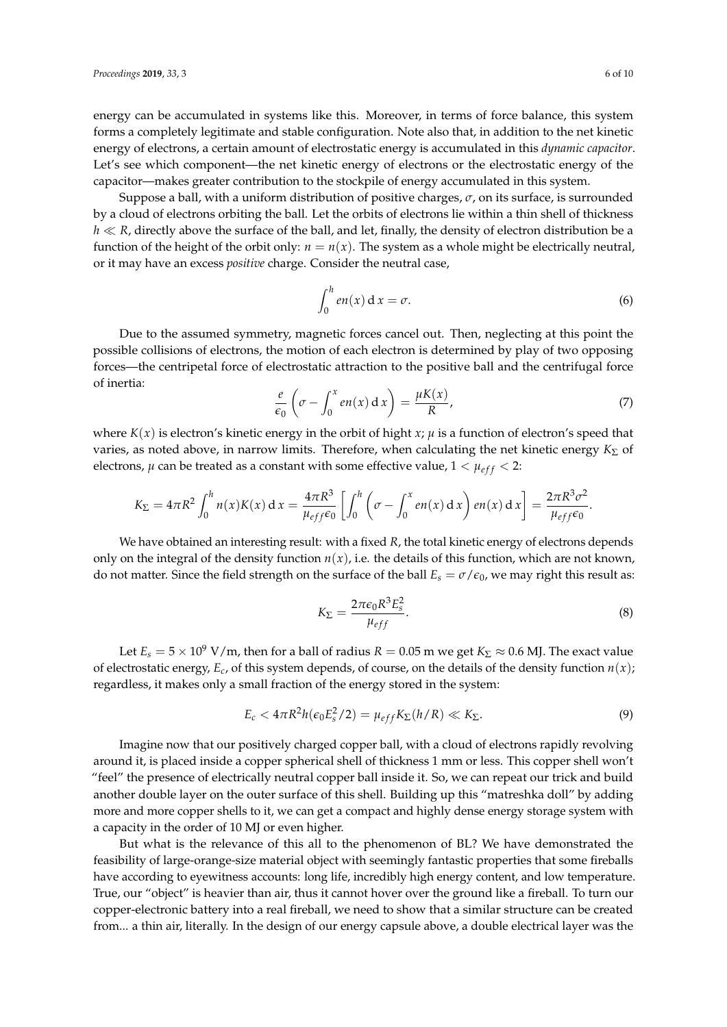energy can be accumulated in systems like this. Moreover, in terms of force balance, this system forms a completely legitimate and stable configuration. Note also that, in addition to the net kinetic energy of electrons, a certain amount of electrostatic energy is accumulated in this *dynamic capacitor*. Let's see which component—the net kinetic energy of electrons or the electrostatic energy of the capacitor—makes greater contribution to the stockpile of energy accumulated in this system.

Suppose a ball, with a uniform distribution of positive charges, $\sigma$, on its surface, is surrounded by a cloud of electrons orbiting the ball. Let the orbits of electrons lie within a thin shell of thickness $h \ll R$, directly above the surface of the ball, and let, finally, the density of electron distribution be a function of the height of the orbit only: $n = n(x)$. The system as a whole might be electrically neutral, or it may have an excess *positive* charge. Consider the neutral case,

$$\int_0^h en(x)\,\mathrm{d}\,x = \sigma. \tag{6}$$

Due to the assumed symmetry, magnetic forces cancel out. Then, neglecting at this point the possible collisions of electrons, the motion of each electron is determined by play of two opposing forces—the centripetal force of electrostatic attraction to the positive ball and the centrifugal force of inertia:

$$\frac{e}{\epsilon_0}\left(\sigma - \int_0^x en(x)\,\mathrm{d}\,x\right) = \frac{\mu K(x)}{R}, \tag{7}$$

where $K(x)$ is electron's kinetic energy in the orbit of hight $x$; $\mu$ is a function of electron's speed that varies, as noted above, in narrow limits. Therefore, when calculating the net kinetic energy $K_\Sigma$ of electrons, $\mu$ can be treated as a constant with some effective value, $1 < \mu_{eff} < 2$:

$$K_\Sigma = 4\pi R^2 \int_0^h n(x)K(x)\,\mathrm{d}\,x = \frac{4\pi R^3}{\mu_{eff}\epsilon_0}\left[\int_0^h \left(\sigma - \int_0^x en(x)\,\mathrm{d}\,x\right) en(x)\,\mathrm{d}\,x\right] = \frac{2\pi R^3 \sigma^2}{\mu_{eff}\epsilon_0}.$$

We have obtained an interesting result: with a fixed $R$, the total kinetic energy of electrons depends only on the integral of the density function $n(x)$, i.e. the details of this function, which are not known, do not matter. Since the field strength on the surface of the ball $E_s = \sigma/\epsilon_0$, we may right this result as:

$$K_\Sigma = \frac{2\pi\epsilon_0 R^3 E_s^2}{\mu_{eff}}. \tag{8}$$

Let $E_s = 5 \times 10^9$ V/m, then for a ball of radius $R = 0.05$ m we get $K_\Sigma \approx 0.6$ MJ. The exact value of electrostatic energy, $E_c$, of this system depends, of course, on the details of the density function $n(x)$; regardless, it makes only a small fraction of the energy stored in the system:

$$E_c < 4\pi R^2 h(\epsilon_0 E_s^2/2) = \mu_{eff} K_\Sigma (h/R) \ll K_\Sigma. \tag{9}$$

Imagine now that our positively charged copper ball, with a cloud of electrons rapidly revolving around it, is placed inside a copper spherical shell of thickness 1 mm or less. This copper shell won't "feel" the presence of electrically neutral copper ball inside it. So, we can repeat our trick and build another double layer on the outer surface of this shell. Building up this "matreshka doll" by adding more and more copper shells to it, we can get a compact and highly dense energy storage system with a capacity in the order of 10 MJ or even higher.

But what is the relevance of this all to the phenomenon of BL? We have demonstrated the feasibility of large-orange-size material object with seemingly fantastic properties that some fireballs have according to eyewitness accounts: long life, incredibly high energy content, and low temperature. True, our "object" is heavier than air, thus it cannot hover over the ground like a fireball. To turn our copper-electronic battery into a real fireball, we need to show that a similar structure can be created from... a thin air, literally. In the design of our energy capsule above, a double electrical layer was the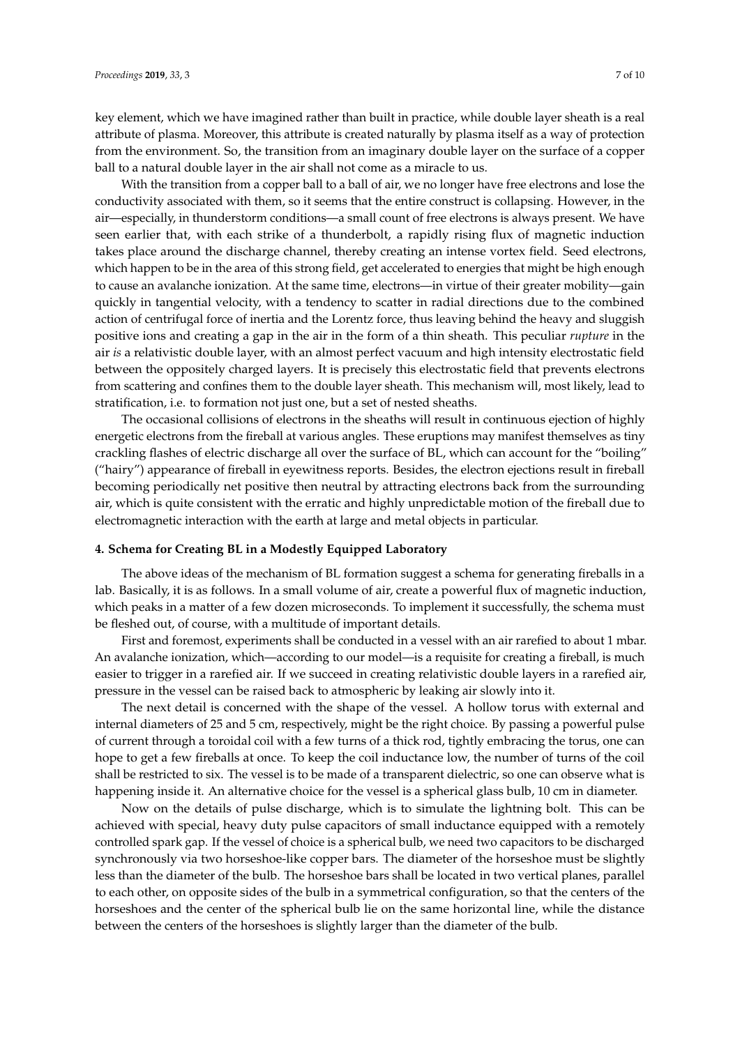key element, which we have imagined rather than built in practice, while double layer sheath is a real attribute of plasma. Moreover, this attribute is created naturally by plasma itself as a way of protection from the environment. So, the transition from an imaginary double layer on the surface of a copper ball to a natural double layer in the air shall not come as a miracle to us.

With the transition from a copper ball to a ball of air, we no longer have free electrons and lose the conductivity associated with them, so it seems that the entire construct is collapsing. However, in the air—especially, in thunderstorm conditions—a small count of free electrons is always present. We have seen earlier that, with each strike of a thunderbolt, a rapidly rising flux of magnetic induction takes place around the discharge channel, thereby creating an intense vortex field. Seed electrons, which happen to be in the area of this strong field, get accelerated to energies that might be high enough to cause an avalanche ionization. At the same time, electrons—in virtue of their greater mobility—gain quickly in tangential velocity, with a tendency to scatter in radial directions due to the combined action of centrifugal force of inertia and the Lorentz force, thus leaving behind the heavy and sluggish positive ions and creating a gap in the air in the form of a thin sheath. This peculiar *rupture* in the air *is* a relativistic double layer, with an almost perfect vacuum and high intensity electrostatic field between the oppositely charged layers. It is precisely this electrostatic field that prevents electrons from scattering and confines them to the double layer sheath. This mechanism will, most likely, lead to stratification, i.e. to formation not just one, but a set of nested sheaths.

The occasional collisions of electrons in the sheaths will result in continuous ejection of highly energetic electrons from the fireball at various angles. These eruptions may manifest themselves as tiny crackling flashes of electric discharge all over the surface of BL, which can account for the "boiling" ("hairy") appearance of fireball in eyewitness reports. Besides, the electron ejections result in fireball becoming periodically net positive then neutral by attracting electrons back from the surrounding air, which is quite consistent with the erratic and highly unpredictable motion of the fireball due to electromagnetic interaction with the earth at large and metal objects in particular.

#### 4. Schema for Creating BL in a Modestly Equipped Laboratory

The above ideas of the mechanism of BL formation suggest a schema for generating fireballs in a lab. Basically, it is as follows. In a small volume of air, create a powerful flux of magnetic induction, which peaks in a matter of a few dozen microseconds. To implement it successfully, the schema must be fleshed out, of course, with a multitude of important details.

First and foremost, experiments shall be conducted in a vessel with an air rarefied to about 1 mbar. An avalanche ionization, which—according to our model—is a requisite for creating a fireball, is much easier to trigger in a rarefied air. If we succeed in creating relativistic double layers in a rarefied air, pressure in the vessel can be raised back to atmospheric by leaking air slowly into it.

The next detail is concerned with the shape of the vessel. A hollow torus with external and internal diameters of 25 and 5 cm, respectively, might be the right choice. By passing a powerful pulse of current through a toroidal coil with a few turns of a thick rod, tightly embracing the torus, one can hope to get a few fireballs at once. To keep the coil inductance low, the number of turns of the coil shall be restricted to six. The vessel is to be made of a transparent dielectric, so one can observe what is happening inside it. An alternative choice for the vessel is a spherical glass bulb, 10 cm in diameter.

Now on the details of pulse discharge, which is to simulate the lightning bolt. This can be achieved with special, heavy duty pulse capacitors of small inductance equipped with a remotely controlled spark gap. If the vessel of choice is a spherical bulb, we need two capacitors to be discharged synchronously via two horseshoe-like copper bars. The diameter of the horseshoe must be slightly less than the diameter of the bulb. The horseshoe bars shall be located in two vertical planes, parallel to each other, on opposite sides of the bulb in a symmetrical configuration, so that the centers of the horseshoes and the center of the spherical bulb lie on the same horizontal line, while the distance between the centers of the horseshoes is slightly larger than the diameter of the bulb.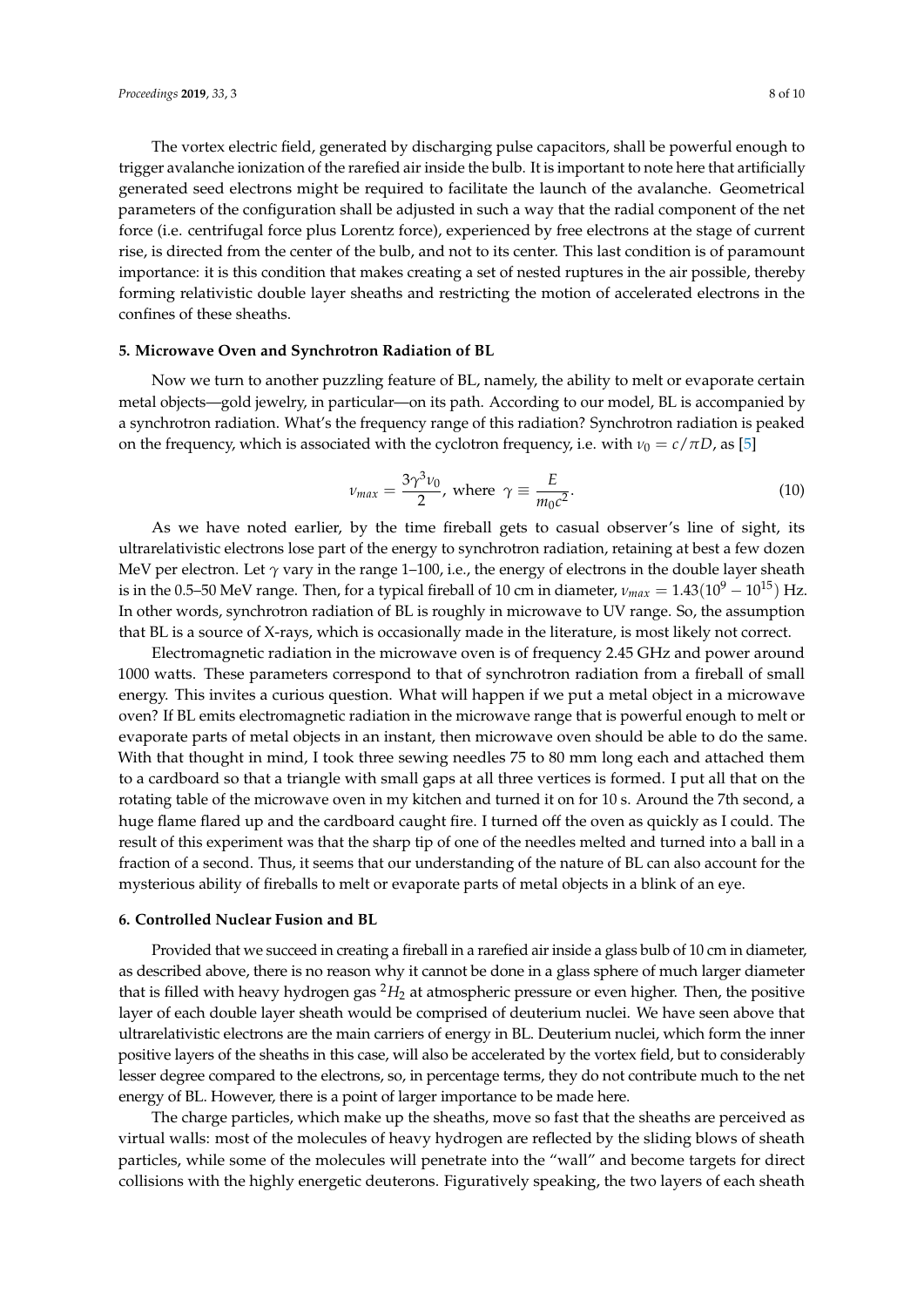The vortex electric field, generated by discharging pulse capacitors, shall be powerful enough to trigger avalanche ionization of the rarefied air inside the bulb. It is important to note here that artificially generated seed electrons might be required to facilitate the launch of the avalanche. Geometrical parameters of the configuration shall be adjusted in such a way that the radial component of the net force (i.e. centrifugal force plus Lorentz force), experienced by free electrons at the stage of current rise, is directed from the center of the bulb, and not to its center. This last condition is of paramount importance: it is this condition that makes creating a set of nested ruptures in the air possible, thereby forming relativistic double layer sheaths and restricting the motion of accelerated electrons in the confines of these sheaths.

### 5. Microwave Oven and Synchrotron Radiation of BL

Now we turn to another puzzling feature of BL, namely, the ability to melt or evaporate certain metal objects—gold jewelry, in particular—on its path. According to our model, BL is accompanied by a synchrotron radiation. What's the frequency range of this radiation? Synchrotron radiation is peaked on the frequency, which is associated with the cyclotron frequency, i.e. with $\nu_0 = c/\pi D$, as [5]

$$\nu_{max} = \frac{3\gamma^3 \nu_0}{2}, \text{ where } \gamma \equiv \frac{E}{m_0 c^2}. \tag{10}$$

As we have noted earlier, by the time fireball gets to casual observer's line of sight, its ultrarelativistic electrons lose part of the energy to synchrotron radiation, retaining at best a few dozen MeV per electron. Let $\gamma$ vary in the range 1–100, i.e., the energy of electrons in the double layer sheath is in the 0.5–50 MeV range. Then, for a typical fireball of 10 cm in diameter, $\nu_{max} = 1.43(10^9 - 10^{15})$ Hz. In other words, synchrotron radiation of BL is roughly in microwave to UV range. So, the assumption that BL is a source of X-rays, which is occasionally made in the literature, is most likely not correct.

Electromagnetic radiation in the microwave oven is of frequency 2.45 GHz and power around 1000 watts. These parameters correspond to that of synchrotron radiation from a fireball of small energy. This invites a curious question. What will happen if we put a metal object in a microwave oven? If BL emits electromagnetic radiation in the microwave range that is powerful enough to melt or evaporate parts of metal objects in an instant, then microwave oven should be able to do the same. With that thought in mind, I took three sewing needles 75 to 80 mm long each and attached them to a cardboard so that a triangle with small gaps at all three vertices is formed. I put all that on the rotating table of the microwave oven in my kitchen and turned it on for 10 s. Around the 7th second, a huge flame flared up and the cardboard caught fire. I turned off the oven as quickly as I could. The result of this experiment was that the sharp tip of one of the needles melted and turned into a ball in a fraction of a second. Thus, it seems that our understanding of the nature of BL can also account for the mysterious ability of fireballs to melt or evaporate parts of metal objects in a blink of an eye.

### 6. Controlled Nuclear Fusion and BL

Provided that we succeed in creating a fireball in a rarefied air inside a glass bulb of 10 cm in diameter, as described above, there is no reason why it cannot be done in a glass sphere of much larger diameter that is filled with heavy hydrogen gas $^2H_2$ at atmospheric pressure or even higher. Then, the positive layer of each double layer sheath would be comprised of deuterium nuclei. We have seen above that ultrarelativistic electrons are the main carriers of energy in BL. Deuterium nuclei, which form the inner positive layers of the sheaths in this case, will also be accelerated by the vortex field, but to considerably lesser degree compared to the electrons, so, in percentage terms, they do not contribute much to the net energy of BL. However, there is a point of larger importance to be made here.

The charge particles, which make up the sheaths, move so fast that the sheaths are perceived as virtual walls: most of the molecules of heavy hydrogen are reflected by the sliding blows of sheath particles, while some of the molecules will penetrate into the "wall" and become targets for direct collisions with the highly energetic deuterons. Figuratively speaking, the two layers of each sheath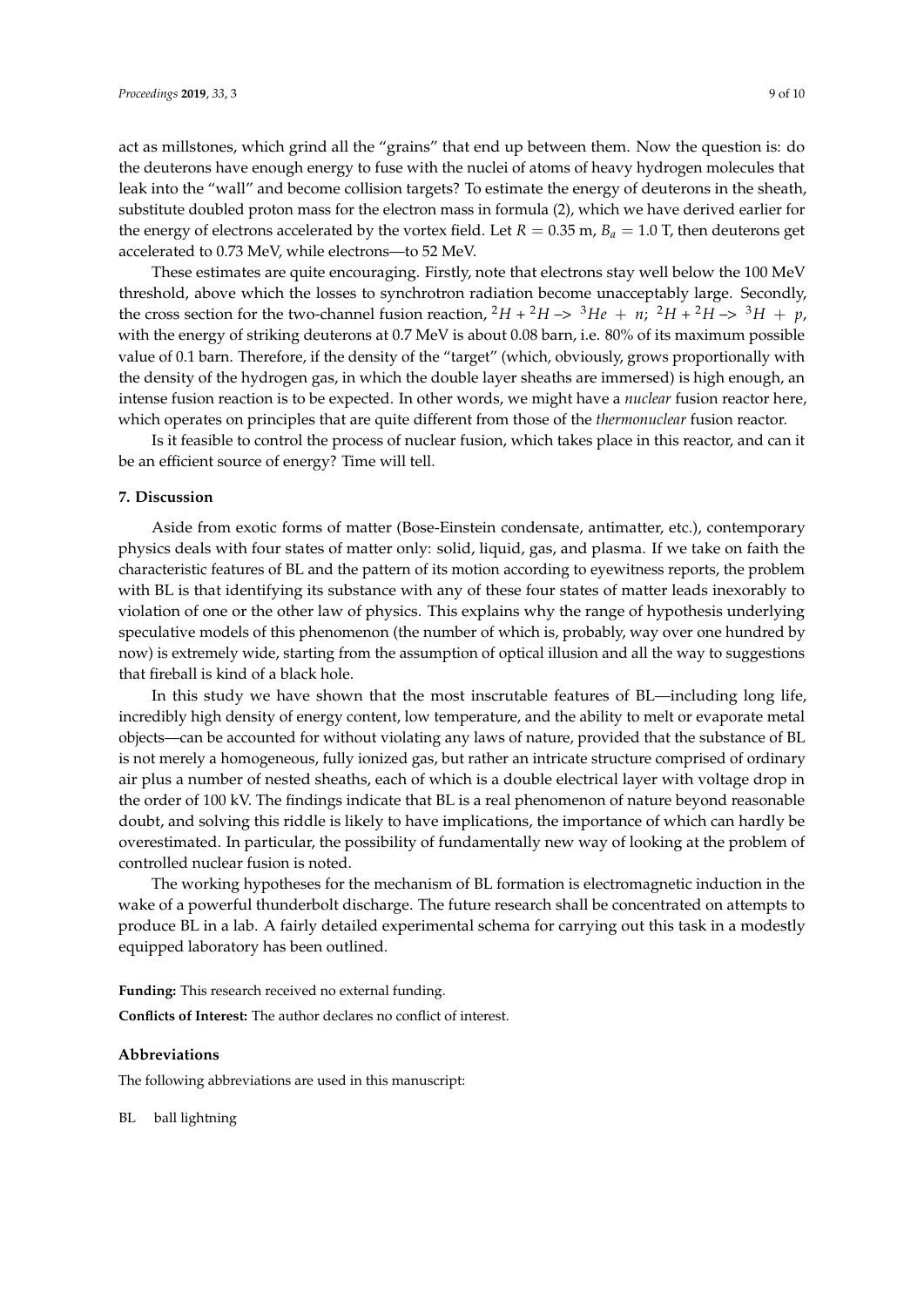act as millstones, which grind all the "grains" that end up between them. Now the question is: do the deuterons have enough energy to fuse with the nuclei of atoms of heavy hydrogen molecules that leak into the "wall" and become collision targets? To estimate the energy of deuterons in the sheath, substitute doubled proton mass for the electron mass in formula (2), which we have derived earlier for the energy of electrons accelerated by the vortex field. Let $R = 0.35$ m, $B_a = 1.0$ T, then deuterons get accelerated to 0.73 MeV, while electrons—to 52 MeV.

These estimates are quite encouraging. Firstly, note that electrons stay well below the 100 MeV threshold, above which the losses to synchrotron radiation become unacceptably large. Secondly, the cross section for the two-channel fusion reaction, $^2H + {}^2H \rightarrow {}^3He + n$; $^2H + {}^2H \rightarrow {}^3H + p$, with the energy of striking deuterons at 0.7 MeV is about 0.08 barn, i.e. 80% of its maximum possible value of 0.1 barn. Therefore, if the density of the "target" (which, obviously, grows proportionally with the density of the hydrogen gas, in which the double layer sheaths are immersed) is high enough, an intense fusion reaction is to be expected. In other words, we might have a *nuclear* fusion reactor here, which operates on principles that are quite different from those of the *thermonuclear* fusion reactor.

Is it feasible to control the process of nuclear fusion, which takes place in this reactor, and can it be an efficient source of energy? Time will tell.

## 7. Discussion

Aside from exotic forms of matter (Bose-Einstein condensate, antimatter, etc.), contemporary physics deals with four states of matter only: solid, liquid, gas, and plasma. If we take on faith the characteristic features of BL and the pattern of its motion according to eyewitness reports, the problem with BL is that identifying its substance with any of these four states of matter leads inexorably to violation of one or the other law of physics. This explains why the range of hypothesis underlying speculative models of this phenomenon (the number of which is, probably, way over one hundred by now) is extremely wide, starting from the assumption of optical illusion and all the way to suggestions that fireball is kind of a black hole.

In this study we have shown that the most inscrutable features of BL—including long life, incredibly high density of energy content, low temperature, and the ability to melt or evaporate metal objects—can be accounted for without violating any laws of nature, provided that the substance of BL is not merely a homogeneous, fully ionized gas, but rather an intricate structure comprised of ordinary air plus a number of nested sheaths, each of which is a double electrical layer with voltage drop in the order of 100 kV. The findings indicate that BL is a real phenomenon of nature beyond reasonable doubt, and solving this riddle is likely to have implications, the importance of which can hardly be overestimated. In particular, the possibility of fundamentally new way of looking at the problem of controlled nuclear fusion is noted.

The working hypotheses for the mechanism of BL formation is electromagnetic induction in the wake of a powerful thunderbolt discharge. The future research shall be concentrated on attempts to produce BL in a lab. A fairly detailed experimental schema for carrying out this task in a modestly equipped laboratory has been outlined.

**Funding:** This research received no external funding.

**Conflicts of Interest:** The author declares no conflict of interest.

### Abbreviations

The following abbreviations are used in this manuscript:

BL ball lightning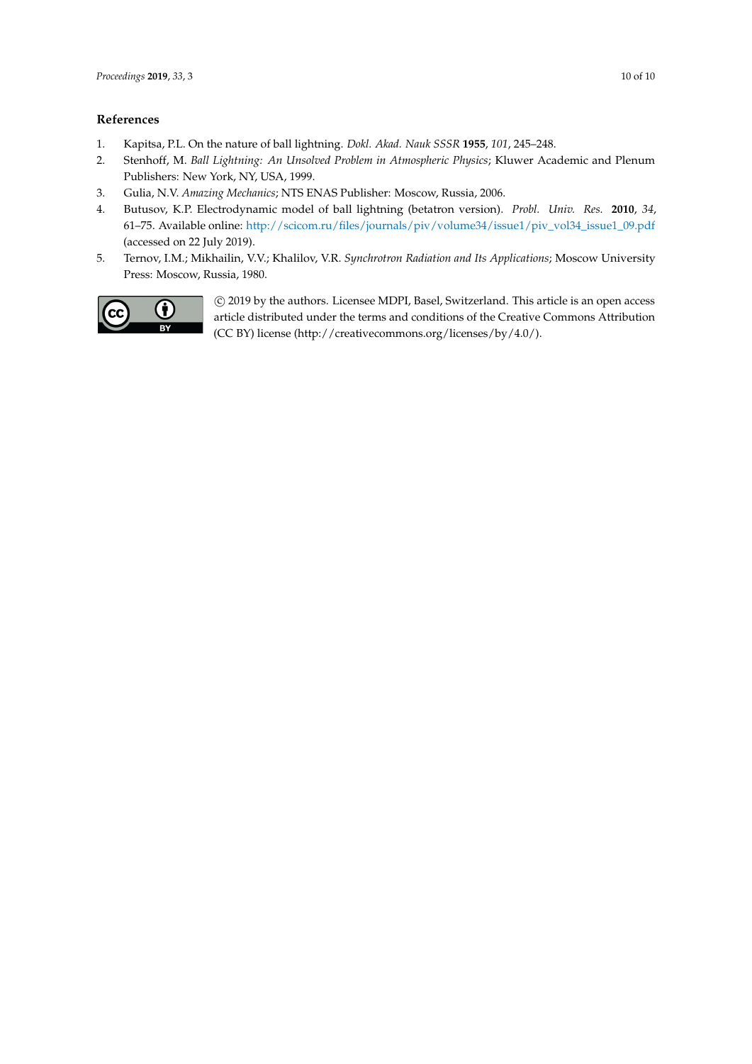## References

1. Kapitsa, P.L. On the nature of ball lightning. *Dokl. Akad. Nauk SSSR* **1955**, *101*, 245–248.
2. Stenhoff, M. *Ball Lightning: An Unsolved Problem in Atmospheric Physics*; Kluwer Academic and Plenum Publishers: New York, NY, USA, 1999.
3. Gulia, N.V. *Amazing Mechanics*; NTS ENAS Publisher: Moscow, Russia, 2006.
4. Butusov, K.P. Electrodynamic model of ball lightning (betatron version). *Probl. Univ. Res.* **2010**, *34*, 61–75. Available online: http://scicom.ru/files/journals/piv/volume34/issue1/piv_vol34_issue1_09.pdf (accessed on 22 July 2019).
5. Ternov, I.M.; Mikhailin, V.V.; Khalilov, V.R. *Synchrotron Radiation and Its Applications*; Moscow University Press: Moscow, Russia, 1980.

© 2019 by the authors. Licensee MDPI, Basel, Switzerland. This article is an open access article distributed under the terms and conditions of the Creative Commons Attribution (CC BY) license (http://creativecommons.org/licenses/by/4.0/).